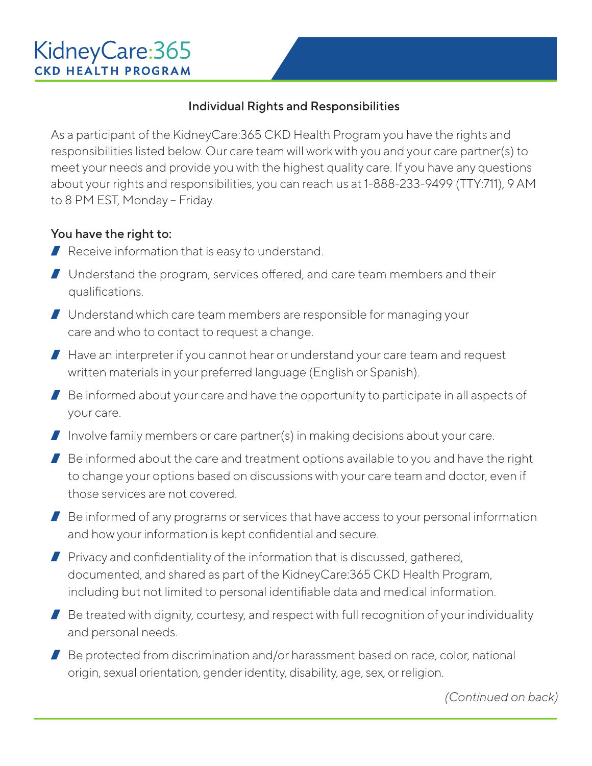# KidneyCare:365
**CKD HEALTH PROGRAM**

## Individual Rights and Responsibilities

As a participant of the KidneyCare:365 CKD Health Program you have the rights and responsibilities listed below. Our care team will work with you and your care partner(s) to meet your needs and provide you with the highest quality care. If you have any questions about your rights and responsibilities, you can reach us at 1-888-233-9499 (TTY:711), 9 AM to 8 PM EST, Monday – Friday.

### You have the right to:

- Receive information that is easy to understand.
- Understand the program, services offered, and care team members and their qualifications.
- Understand which care team members are responsible for managing your care and who to contact to request a change.
- Have an interpreter if you cannot hear or understand your care team and request written materials in your preferred language (English or Spanish).
- Be informed about your care and have the opportunity to participate in all aspects of your care.
- Involve family members or care partner(s) in making decisions about your care.
- Be informed about the care and treatment options available to you and have the right to change your options based on discussions with your care team and doctor, even if those services are not covered.
- Be informed of any programs or services that have access to your personal information and how your information is kept confidential and secure.
- Privacy and confidentiality of the information that is discussed, gathered, documented, and shared as part of the KidneyCare:365 CKD Health Program, including but not limited to personal identifiable data and medical information.
- Be treated with dignity, courtesy, and respect with full recognition of your individuality and personal needs.
- Be protected from discrimination and/or harassment based on race, color, national origin, sexual orientation, gender identity, disability, age, sex, or religion.

*(Continued on back)*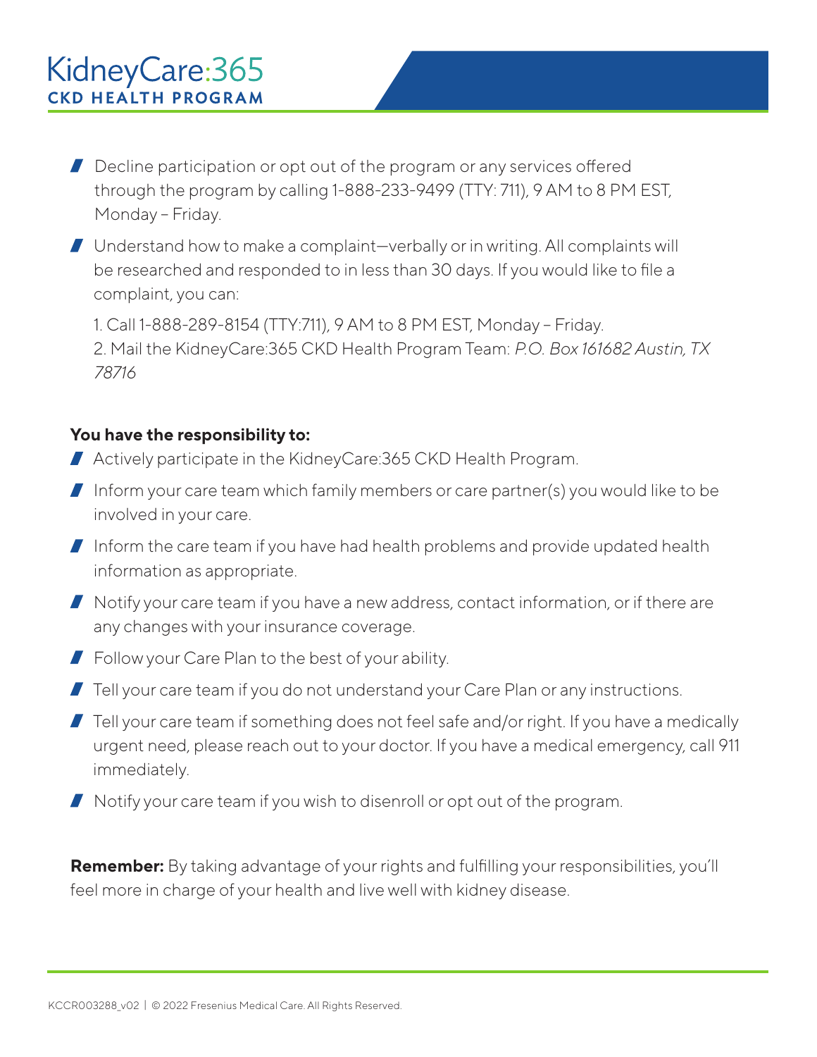- Decline participation or opt out of the program or any services offered through the program by calling 1-888-233-9499 (TTY: 711), 9 AM to 8 PM EST, Monday – Friday.
- Understand how to make a complaint—verbally or in writing. All complaints will be researched and responded to in less than 30 days. If you would like to file a complaint, you can:

  1. Call 1-888-289-8154 (TTY:711), 9 AM to 8 PM EST, Monday – Friday.
  2. Mail the KidneyCare:365 CKD Health Program Team: *P.O. Box 161682 Austin, TX 78716*

**You have the responsibility to:**

- Actively participate in the KidneyCare:365 CKD Health Program.
- Inform your care team which family members or care partner(s) you would like to be involved in your care.
- Inform the care team if you have had health problems and provide updated health information as appropriate.
- Notify your care team if you have a new address, contact information, or if there are any changes with your insurance coverage.
- Follow your Care Plan to the best of your ability.
- Tell your care team if you do not understand your Care Plan or any instructions.
- Tell your care team if something does not feel safe and/or right. If you have a medically urgent need, please reach out to your doctor. If you have a medical emergency, call 911 immediately.
- Notify your care team if you wish to disenroll or opt out of the program.

**Remember:** By taking advantage of your rights and fulfilling your responsibilities, you'll feel more in charge of your health and live well with kidney disease.

KCCR003288_v02 | © 2022 Fresenius Medical Care. All Rights Reserved.